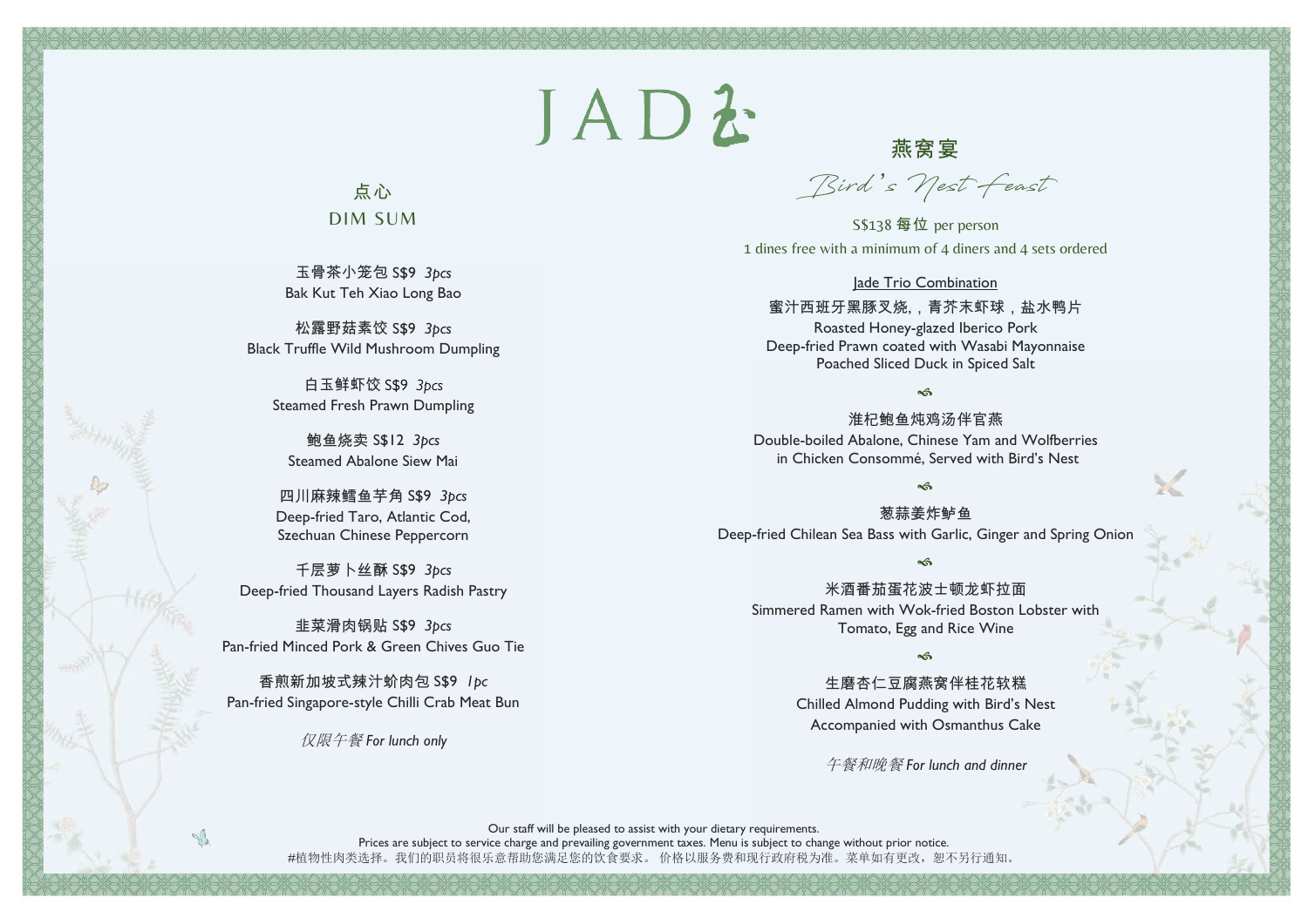# JADE

## 点心
## DIM SUM

玉骨茶小笼包 S$9 *3pcs*
Bak Kut Teh Xiao Long Bao

松露野菇素饺 S$9 *3pcs*
Black Truffle Wild Mushroom Dumpling

白玉鲜虾饺 S$9 *3pcs*
Steamed Fresh Prawn Dumpling

鲍鱼烧卖 S$12 *3pcs*
Steamed Abalone Siew Mai

四川麻辣鳕鱼芋角 S$9 *3pcs*
Deep-fried Taro, Atlantic Cod,
Szechuan Chinese Peppercorn

千层萝卜丝酥 S$9 *3pcs*
Deep-fried Thousand Layers Radish Pastry

韭菜滑肉锅贴 S$9 *3pcs*
Pan-fried Minced Pork & Green Chives Guo Tie

香煎新加坡式辣汁蚧肉包 S$9 *1pc*
Pan-fried Singapore-style Chilli Crab Meat Bun

*仅限午餐 For lunch only*

## 燕窝宴
## *Bird's Nest Feast*

S$138 每位 per person
1 dines free with a minimum of 4 diners and 4 sets ordered

Jade Trio Combination
蜜汁西班牙黑豚叉烧, , 青芥末虾球，盐水鸭片
Roasted Honey-glazed Iberico Pork
Deep-fried Prawn coated with Wasabi Mayonnaise
Poached Sliced Duck in Spiced Salt

淮杞鲍鱼炖鸡汤伴官燕
Double-boiled Abalone, Chinese Yam and Wolfberries
in Chicken Consommé, Served with Bird's Nest

葱蒜姜炸鲈鱼
Deep-fried Chilean Sea Bass with Garlic, Ginger and Spring Onion

米酒番茄蛋花波士顿龙虾拉面
Simmered Ramen with Wok-fried Boston Lobster with
Tomato, Egg and Rice Wine

生磨杏仁豆腐燕窝伴桂花软糕
Chilled Almond Pudding with Bird's Nest
Accompanied with Osmanthus Cake

*午餐和晚餐 For lunch and dinner*

Our staff will be pleased to assist with your dietary requirements.
Prices are subject to service charge and prevailing government taxes. Menu is subject to change without prior notice.
#植物性肉类选择。我们的职员将很乐意帮助您满足您的饮食要求。 价格以服务费和现行政府税为准。菜单如有更改，恕不另行通知。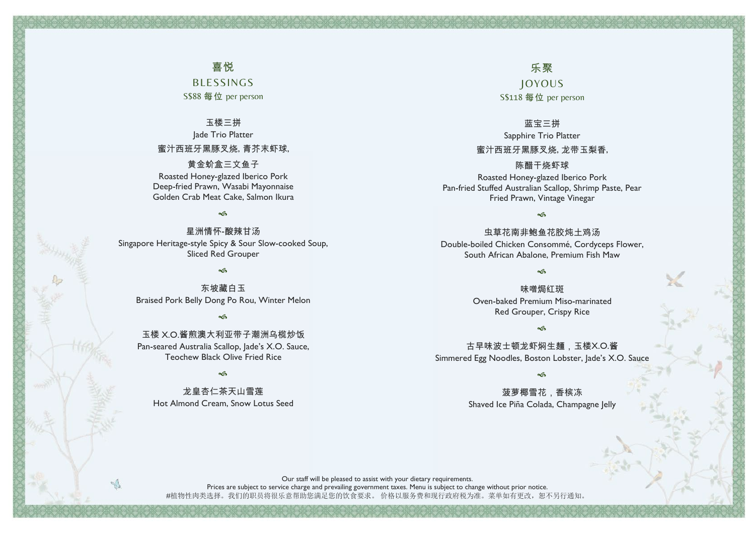## 喜悦

## BLESSINGS

S$88 每位 per person

玉楼三拼
Jade Trio Platter
蜜汁西班牙黑豚叉烧, 青芥末虾球,
黄金蚧盒三文鱼子
Roasted Honey-glazed Iberico Pork
Deep-fried Prawn, Wasabi Mayonnaise
Golden Crab Meat Cake, Salmon Ikura

星洲情怀-酸辣甘汤
Singapore Heritage-style Spicy & Sour Slow-cooked Soup,
Sliced Red Grouper

东坡藏白玉
Braised Pork Belly Dong Po Rou, Winter Melon

玉楼 X.O.酱煎澳大利亚带子潮洲乌榄炒饭
Pan-seared Australia Scallop, Jade's X.O. Sauce,
Teochew Black Olive Fried Rice

龙皇杏仁茶天山雪莲
Hot Almond Cream, Snow Lotus Seed

## 乐聚

## JOYOUS

S$118 每位 per person

蓝宝三拼
Sapphire Trio Platter
蜜汁西班牙黑豚叉烧, 龙带玉梨香,
陈醋干烧虾球
Roasted Honey-glazed Iberico Pork
Pan-fried Stuffed Australian Scallop, Shrimp Paste, Pear
Fried Prawn, Vintage Vinegar

虫草花南非鲍鱼花胶炖土鸡汤
Double-boiled Chicken Consommé, Cordyceps Flower,
South African Abalone, Premium Fish Maw

味噌焗红斑
Oven-baked Premium Miso-marinated
Red Grouper, Crispy Rice

古早味波士顿龙虾焖生麺，玉楼X.O.酱
Simmered Egg Noodles, Boston Lobster, Jade's X.O. Sauce

菠萝椰雪花，香槟冻
Shaved Ice Piña Colada, Champagne Jelly

Our staff will be pleased to assist with your dietary requirements.
Prices are subject to service charge and prevailing government taxes. Menu is subject to change without prior notice.
#植物性肉类选择。我们的职员将很乐意帮助您满足您的饮食要求。 价格以服务费和现行政府税为准。菜单如有更改，恕不另行通知。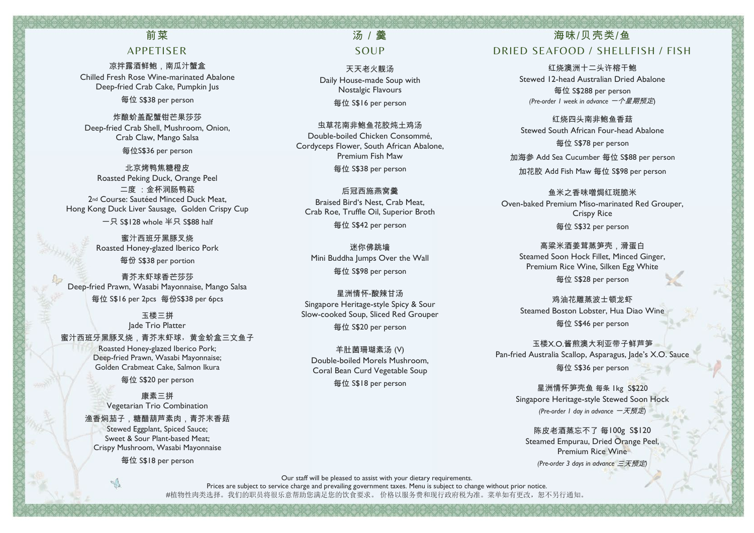## 前菜
## APPETISER

凉拌露酒鲜鲍，南瓜汁蟹盒
Chilled Fresh Rose Wine-marinated Abalone
Deep-fried Crab Cake, Pumpkin Jus
每位 S$38 per person

炸酿蚧盖配蟹钳芒果莎莎
Deep-fried Crab Shell, Mushroom, Onion,
Crab Claw, Mango Salsa
每位S$36 per person

北京烤鸭焦糖橙皮
Roasted Peking Duck, Orange Peel
二度 ：金杯润肠鸭菘
2nd Course: Sautéed Minced Duck Meat,
Hong Kong Duck Liver Sausage, Golden Crispy Cup
一只 S$128 whole 半只 S$88 half

蜜汁西班牙黑豚叉烧
Roasted Honey-glazed Iberico Pork
每份 S$38 per portion

青芥末虾球香芒莎莎
Deep-fried Prawn, Wasabi Mayonnaise, Mango Salsa
每位 S$16 per 2pcs 每份S$38 per 6pcs

玉楼三拼
Jade Trio Platter
蜜汁西班牙黑豚叉烧，青芥末虾球，黄金蚧盒三文鱼子
Roasted Honey-glazed Iberico Pork;
Deep-fried Prawn, Wasabi Mayonnaise;
Golden Crabmeat Cake, Salmon Ikura
每位 S$20 per person

康素三拼
Vegetarian Trio Combination
渔香焖茄子，糖醋葫芦素肉，青芥末香菇
Stewed Eggplant, Spiced Sauce;
Sweet & Sour Plant-based Meat;
Crispy Mushroom, Wasabi Mayonnaise
每位 S$18 per person

## 汤 / 羹
## SOUP

天天老火靓汤
Daily House-made Soup with
Nostalgic Flavours
每位 S$16 per person

虫草花南非鲍鱼花胶炖土鸡汤
Double-boiled Chicken Consommé,
Cordyceps Flower, South African Abalone,
Premium Fish Maw
每位 S$38 per person

后冠西施燕窝羹
Braised Bird's Nest, Crab Meat,
Crab Roe, Truffle Oil, Superior Broth
每位 S$42 per person

迷你佛跳墙
Mini Buddha Jumps Over the Wall
每位 S$98 per person

星洲情怀-酸辣甘汤
Singapore Heritage-style Spicy & Sour
Slow-cooked Soup, Sliced Red Grouper
每位 S$20 per person

羊肚菌珊瑚素汤 (V)
Double-boiled Morels Mushroom,
Coral Bean Curd Vegetable Soup
每位 S$18 per person

## 海味/贝壳类/鱼
## DRIED SEAFOOD / SHELLFISH / FISH

红烧澳洲十二头许榕干鲍
Stewed 12-head Australian Dried Abalone
每位 S$288 per person
*(Pre-order 1 week in advance 一个星期预定)*

红烧四头南非鲍鱼香菇
Stewed South African Four-head Abalone
每位 S$78 per person
加海参 Add Sea Cucumber 每位 S$88 per person
加花胶 Add Fish Maw 每位 S$98 per person

鱼米之香味噌焗红斑脆米
Oven-baked Premium Miso-marinated Red Grouper,
Crispy Rice
每位 S$32 per person

高粱米酒姜茸蒸笋壳，滑蛋白
Steamed Soon Hock Fillet, Minced Ginger,
Premium Rice Wine, Silken Egg White
每位 S$28 per person

鸡油花雕蒸波士顿龙虾
Steamed Boston Lobster, Hua Diao Wine
每位 S$46 per person

玉楼X.O.酱煎澳大利亚带子鲜芦笋
Pan-fried Australia Scallop, Asparagus, Jade's X.O. Sauce
每位 S$36 per person

星洲情怀笋壳鱼 每条 1kg S$220
Singapore Heritage-style Stewed Soon Hock
*(Pre-order 1 day in advance 一天预定)*

陈皮老酒蒸忘不了 每100g S$120
Steamed Empurau, Dried Orange Peel,
Premium Rice Wine
*(Pre-order 3 days in advance 三天预定)*

Our staff will be pleased to assist with your dietary requirements.
Prices are subject to service charge and prevailing government taxes. Menu is subject to change without prior notice.
#植物性肉类选择。我们的职员将很乐意帮助您满足您的饮食要求。 价格以服务费和现行政府税为准。菜单如有更改，恕不另行通知。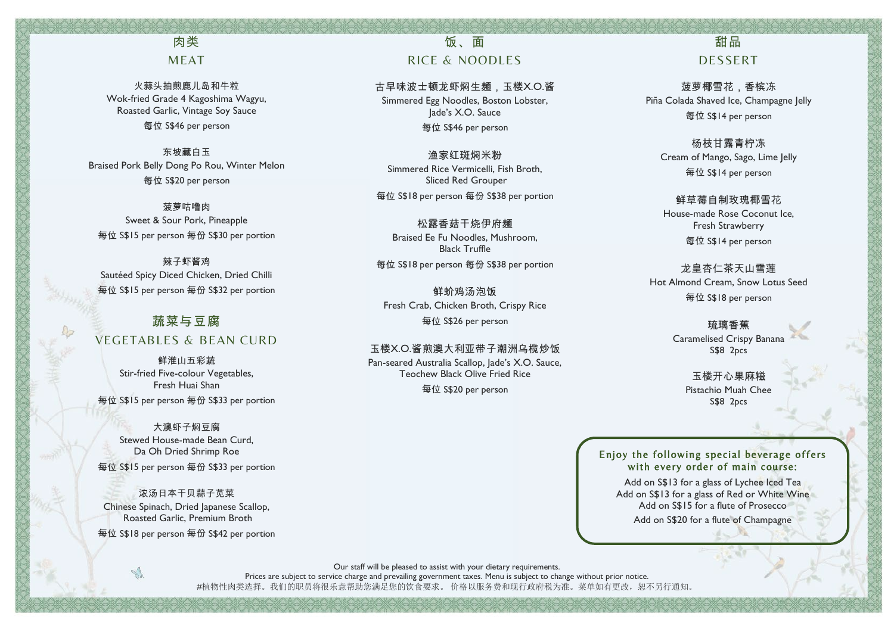## 肉类
## MEAT

火蒜头抽煎鹿儿岛和牛粒
Wok-fried Grade 4 Kagoshima Wagyu,
Roasted Garlic, Vintage Soy Sauce
每位 S$46 per person

东坡藏白玉
Braised Pork Belly Dong Po Rou, Winter Melon
每位 S$20 per person

菠萝咕噜肉
Sweet & Sour Pork, Pineapple
每位 S$15 per person 每份 S$30 per portion

辣子虾酱鸡
Sautéed Spicy Diced Chicken, Dried Chilli
每位 S$15 per person 每份 S$32 per portion

## 蔬菜与豆腐
## VEGETABLES & BEAN CURD

鲜淮山五彩蔬
Stir-fried Five-colour Vegetables,
Fresh Huai Shan
每位 S$15 per person 每份 S$33 per portion

大澳虾子焖豆腐
Stewed House-made Bean Curd,
Da Oh Dried Shrimp Roe
每位 S$15 per person 每份 S$33 per portion

浓汤日本干贝蒜子苋菜
Chinese Spinach, Dried Japanese Scallop,
Roasted Garlic, Premium Broth
每位 S$18 per person 每份 S$42 per portion

## 饭、面
## RICE & NOODLES

古早味波士顿龙虾焖生麵，玉楼X.O.酱
Simmered Egg Noodles, Boston Lobster,
Jade's X.O. Sauce
每位 S$46 per person

渔家红斑焖米粉
Simmered Rice Vermicelli, Fish Broth,
Sliced Red Grouper
每位 S$18 per person 每份 S$38 per portion

松露香菇干烧伊府麵
Braised Ee Fu Noodles, Mushroom,
Black Truffle
每位 S$18 per person 每份 S$38 per portion

鲜蚧鸡汤泡饭
Fresh Crab, Chicken Broth, Crispy Rice
每位 S$26 per person

玉楼X.O.酱煎澳大利亚带子潮洲乌榄炒饭
Pan-seared Australia Scallop, Jade's X.O. Sauce,
Teochew Black Olive Fried Rice
每位 S$20 per person

## 甜品
## DESSERT

菠萝椰雪花，香槟冻
Piña Colada Shaved Ice, Champagne Jelly
每位 S$14 per person

杨枝甘露青柠冻
Cream of Mango, Sago, Lime Jelly
每位 S$14 per person

鲜草莓自制玫瑰椰雪花
House-made Rose Coconut Ice,
Fresh Strawberry
每位 S$14 per person

龙皇杏仁茶天山雪莲
Hot Almond Cream, Snow Lotus Seed
每位 S$18 per person

琉璃香蕉
Caramelised Crispy Banana
S$8 2pcs

玉楼开心果麻糍
Pistachio Muah Chee
S$8 2pcs

**Enjoy the following special beverage offers with every order of main course:**

Add on S$13 for a glass of Lychee Iced Tea
Add on S$13 for a glass of Red or White Wine
Add on S$15 for a flute of Prosecco
Add on S$20 for a flute of Champagne

Our staff will be pleased to assist with your dietary requirements.
Prices are subject to service charge and prevailing government taxes. Menu is subject to change without prior notice.
#植物性肉类选择。我们的职员将很乐意帮助您满足您的饮食要求。 价格以服务费和现行政府税为准。菜单如有更改，恕不另行通知。